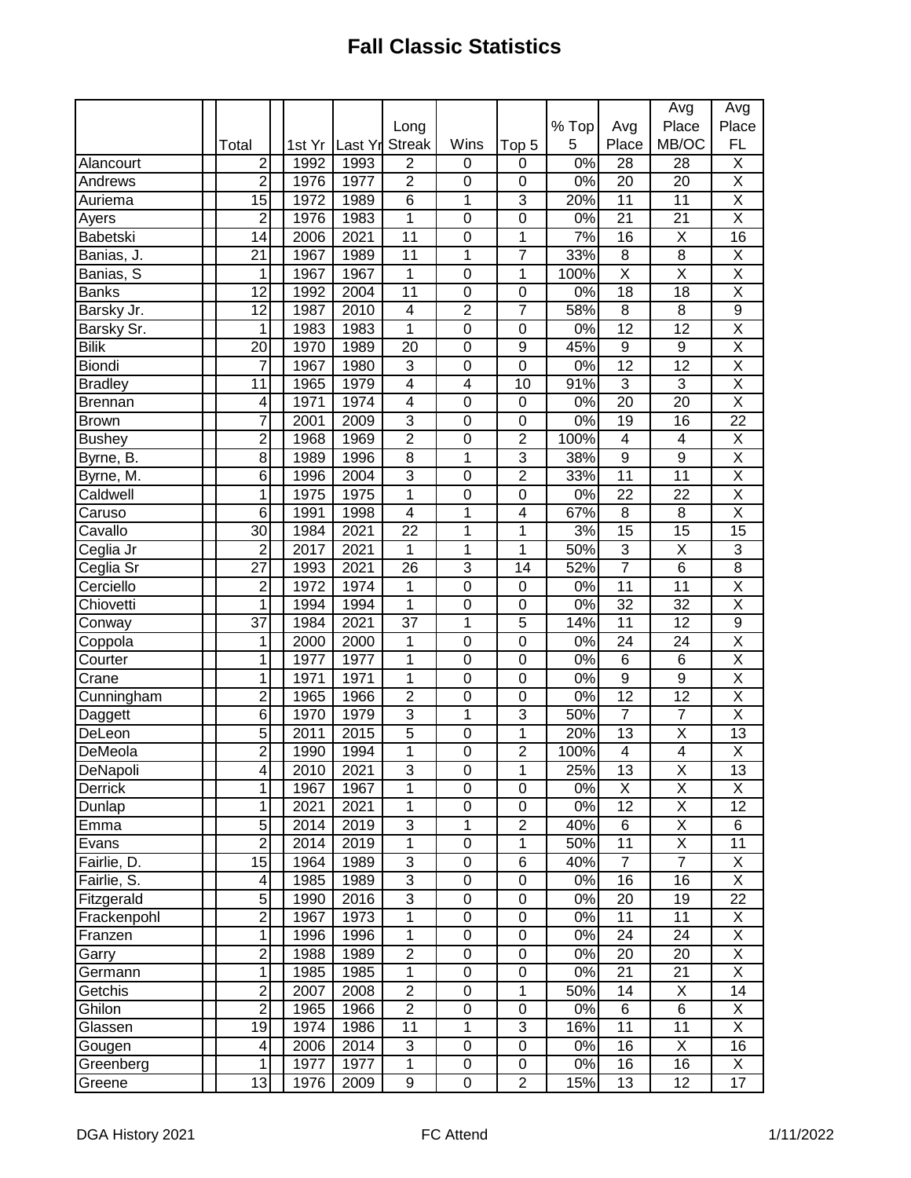# Fall Classic Statistics

| | Total | 1st Yr | Last Yr | Long Streak | Wins | Top 5 | % Top 5 | Avg Place | Avg Place MB/OC | Avg Place FL |
|---|---|---|---|---|---|---|---|---|---|---|
| Alancourt | 2 | 1992 | 1993 | 2 | 0 | 0 | 0% | 28 | 28 | X |
| Andrews | 2 | 1976 | 1977 | 2 | 0 | 0 | 0% | 20 | 20 | X |
| Auriema | 15 | 1972 | 1989 | 6 | 1 | 3 | 20% | 11 | 11 | X |
| Ayers | 2 | 1976 | 1983 | 1 | 0 | 0 | 0% | 21 | 21 | X |
| Babetski | 14 | 2006 | 2021 | 11 | 0 | 1 | 7% | 16 | X | 16 |
| Banias, J. | 21 | 1967 | 1989 | 11 | 1 | 7 | 33% | 8 | 8 | X |
| Banias, S | 1 | 1967 | 1967 | 1 | 0 | 1 | 100% | X | X | X |
| Banks | 12 | 1992 | 2004 | 11 | 0 | 0 | 0% | 18 | 18 | X |
| Barsky Jr. | 12 | 1987 | 2010 | 4 | 2 | 7 | 58% | 8 | 8 | 9 |
| Barsky Sr. | 1 | 1983 | 1983 | 1 | 0 | 0 | 0% | 12 | 12 | X |
| Bilik | 20 | 1970 | 1989 | 20 | 0 | 9 | 45% | 9 | 9 | X |
| Biondi | 7 | 1967 | 1980 | 3 | 0 | 0 | 0% | 12 | 12 | X |
| Bradley | 11 | 1965 | 1979 | 4 | 4 | 10 | 91% | 3 | 3 | X |
| Brennan | 4 | 1971 | 1974 | 4 | 0 | 0 | 0% | 20 | 20 | X |
| Brown | 7 | 2001 | 2009 | 3 | 0 | 0 | 0% | 19 | 16 | 22 |
| Bushey | 2 | 1968 | 1969 | 2 | 0 | 2 | 100% | 4 | 4 | X |
| Byrne, B. | 8 | 1989 | 1996 | 8 | 1 | 3 | 38% | 9 | 9 | X |
| Byrne, M. | 6 | 1996 | 2004 | 3 | 0 | 2 | 33% | 11 | 11 | X |
| Caldwell | 1 | 1975 | 1975 | 1 | 0 | 0 | 0% | 22 | 22 | X |
| Caruso | 6 | 1991 | 1998 | 4 | 1 | 4 | 67% | 8 | 8 | X |
| Cavallo | 30 | 1984 | 2021 | 22 | 1 | 1 | 3% | 15 | 15 | 15 |
| Ceglia Jr | 2 | 2017 | 2021 | 1 | 1 | 1 | 50% | 3 | X | 3 |
| Ceglia Sr | 27 | 1993 | 2021 | 26 | 3 | 14 | 52% | 7 | 6 | 8 |
| Cerciello | 2 | 1972 | 1974 | 1 | 0 | 0 | 0% | 11 | 11 | X |
| Chiovetti | 1 | 1994 | 1994 | 1 | 0 | 0 | 0% | 32 | 32 | X |
| Conway | 37 | 1984 | 2021 | 37 | 1 | 5 | 14% | 11 | 12 | 9 |
| Coppola | 1 | 2000 | 2000 | 1 | 0 | 0 | 0% | 24 | 24 | X |
| Courter | 1 | 1977 | 1977 | 1 | 0 | 0 | 0% | 6 | 6 | X |
| Crane | 1 | 1971 | 1971 | 1 | 0 | 0 | 0% | 9 | 9 | X |
| Cunningham | 2 | 1965 | 1966 | 2 | 0 | 0 | 0% | 12 | 12 | X |
| Daggett | 6 | 1970 | 1979 | 3 | 1 | 3 | 50% | 7 | 7 | X |
| DeLeon | 5 | 2011 | 2015 | 5 | 0 | 1 | 20% | 13 | X | 13 |
| DeMeola | 2 | 1990 | 1994 | 1 | 0 | 2 | 100% | 4 | 4 | X |
| DeNapoli | 4 | 2010 | 2021 | 3 | 0 | 1 | 25% | 13 | X | 13 |
| Derrick | 1 | 1967 | 1967 | 1 | 0 | 0 | 0% | X | X | X |
| Dunlap | 1 | 2021 | 2021 | 1 | 0 | 0 | 0% | 12 | X | 12 |
| Emma | 5 | 2014 | 2019 | 3 | 1 | 2 | 40% | 6 | X | 6 |
| Evans | 2 | 2014 | 2019 | 1 | 0 | 1 | 50% | 11 | X | 11 |
| Fairlie, D. | 15 | 1964 | 1989 | 3 | 0 | 6 | 40% | 7 | 7 | X |
| Fairlie, S. | 4 | 1985 | 1989 | 3 | 0 | 0 | 0% | 16 | 16 | X |
| Fitzgerald | 5 | 1990 | 2016 | 3 | 0 | 0 | 0% | 20 | 19 | 22 |
| Frackenpohl | 2 | 1967 | 1973 | 1 | 0 | 0 | 0% | 11 | 11 | X |
| Franzen | 1 | 1996 | 1996 | 1 | 0 | 0 | 0% | 24 | 24 | X |
| Garry | 2 | 1988 | 1989 | 2 | 0 | 0 | 0% | 20 | 20 | X |
| Germann | 1 | 1985 | 1985 | 1 | 0 | 0 | 0% | 21 | 21 | X |
| Getchis | 2 | 2007 | 2008 | 2 | 0 | 1 | 50% | 14 | X | 14 |
| Ghilon | 2 | 1965 | 1966 | 2 | 0 | 0 | 0% | 6 | 6 | X |
| Glassen | 19 | 1974 | 1986 | 11 | 1 | 3 | 16% | 11 | 11 | X |
| Gougen | 4 | 2006 | 2014 | 3 | 0 | 0 | 0% | 16 | X | 16 |
| Greenberg | 1 | 1977 | 1977 | 1 | 0 | 0 | 0% | 16 | 16 | X |
| Greene | 13 | 1976 | 2009 | 9 | 0 | 2 | 15% | 13 | 12 | 17 |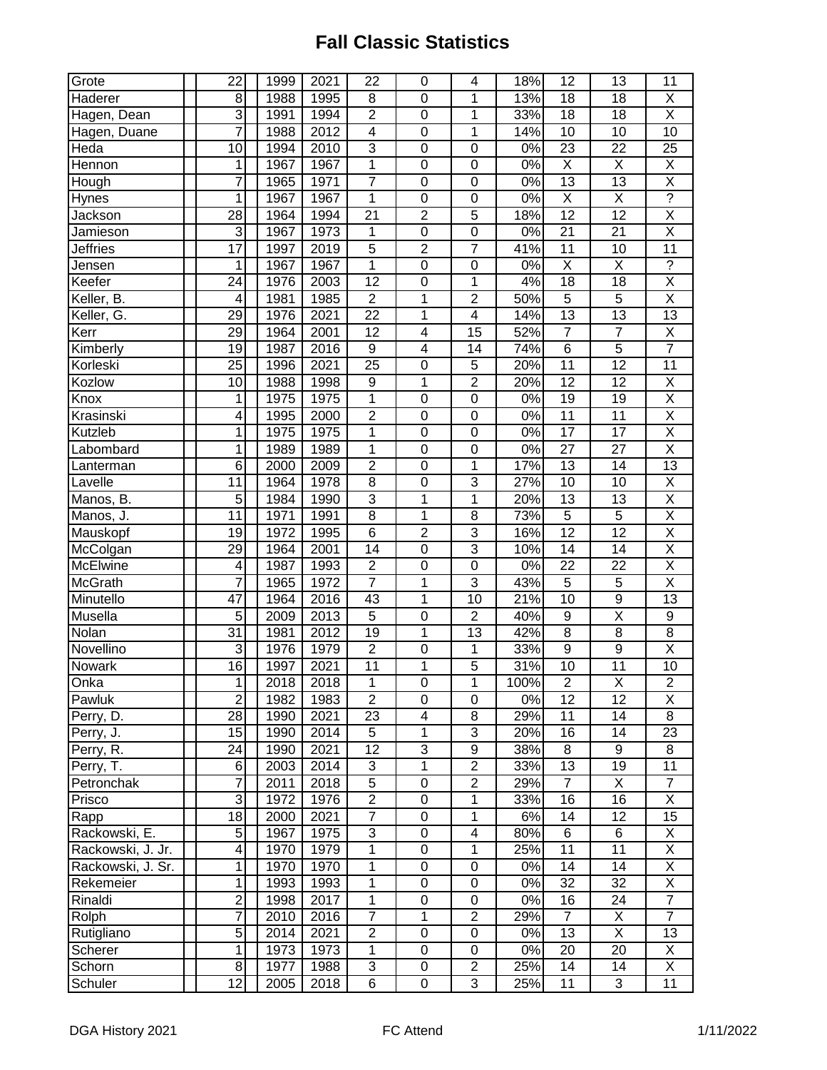# Fall Classic Statistics

| | | | | | | | | | | | | |
|---|---|---|---|---|---|---|---|---|---|---|---|---|
| Grote | | 22 | | 1999 | 2021 | 22 | 0 | 4 | 18% | 12 | 13 | 11 |
| Haderer | | 8 | | 1988 | 1995 | 8 | 0 | 1 | 13% | 18 | 18 | X |
| Hagen, Dean | | 3 | | 1991 | 1994 | 2 | 0 | 1 | 33% | 18 | 18 | X |
| Hagen, Duane | | 7 | | 1988 | 2012 | 4 | 0 | 1 | 14% | 10 | 10 | 10 |
| Heda | | 10 | | 1994 | 2010 | 3 | 0 | 0 | 0% | 23 | 22 | 25 |
| Hennon | | 1 | | 1967 | 1967 | 1 | 0 | 0 | 0% | X | X | X |
| Hough | | 7 | | 1965 | 1971 | 7 | 0 | 0 | 0% | 13 | 13 | X |
| Hynes | | 1 | | 1967 | 1967 | 1 | 0 | 0 | 0% | X | X | ? |
| Jackson | | 28 | | 1964 | 1994 | 21 | 2 | 5 | 18% | 12 | 12 | X |
| Jamieson | | 3 | | 1967 | 1973 | 1 | 0 | 0 | 0% | 21 | 21 | X |
| Jeffries | | 17 | | 1997 | 2019 | 5 | 2 | 7 | 41% | 11 | 10 | 11 |
| Jensen | | 1 | | 1967 | 1967 | 1 | 0 | 0 | 0% | X | X | ? |
| Keefer | | 24 | | 1976 | 2003 | 12 | 0 | 1 | 4% | 18 | 18 | X |
| Keller, B. | | 4 | | 1981 | 1985 | 2 | 1 | 2 | 50% | 5 | 5 | X |
| Keller, G. | | 29 | | 1976 | 2021 | 22 | 1 | 4 | 14% | 13 | 13 | 13 |
| Kerr | | 29 | | 1964 | 2001 | 12 | 4 | 15 | 52% | 7 | 7 | X |
| Kimberly | | 19 | | 1987 | 2016 | 9 | 4 | 14 | 74% | 6 | 5 | 7 |
| Korleski | | 25 | | 1996 | 2021 | 25 | 0 | 5 | 20% | 11 | 12 | 11 |
| Kozlow | | 10 | | 1988 | 1998 | 9 | 1 | 2 | 20% | 12 | 12 | X |
| Knox | | 1 | | 1975 | 1975 | 1 | 0 | 0 | 0% | 19 | 19 | X |
| Krasinski | | 4 | | 1995 | 2000 | 2 | 0 | 0 | 0% | 11 | 11 | X |
| Kutzleb | | 1 | | 1975 | 1975 | 1 | 0 | 0 | 0% | 17 | 17 | X |
| Labombard | | 1 | | 1989 | 1989 | 1 | 0 | 0 | 0% | 27 | 27 | X |
| Lanterman | | 6 | | 2000 | 2009 | 2 | 0 | 1 | 17% | 13 | 14 | 13 |
| Lavelle | | 11 | | 1964 | 1978 | 8 | 0 | 3 | 27% | 10 | 10 | X |
| Manos, B. | | 5 | | 1984 | 1990 | 3 | 1 | 1 | 20% | 13 | 13 | X |
| Manos, J. | | 11 | | 1971 | 1991 | 8 | 1 | 8 | 73% | 5 | 5 | X |
| Mauskopf | | 19 | | 1972 | 1995 | 6 | 2 | 3 | 16% | 12 | 12 | X |
| McColgan | | 29 | | 1964 | 2001 | 14 | 0 | 3 | 10% | 14 | 14 | X |
| McElwine | | 4 | | 1987 | 1993 | 2 | 0 | 0 | 0% | 22 | 22 | X |
| McGrath | | 7 | | 1965 | 1972 | 7 | 1 | 3 | 43% | 5 | 5 | X |
| Minutello | | 47 | | 1964 | 2016 | 43 | 1 | 10 | 21% | 10 | 9 | 13 |
| Musella | | 5 | | 2009 | 2013 | 5 | 0 | 2 | 40% | 9 | X | 9 |
| Nolan | | 31 | | 1981 | 2012 | 19 | 1 | 13 | 42% | 8 | 8 | 8 |
| Novellino | | 3 | | 1976 | 1979 | 2 | 0 | 1 | 33% | 9 | 9 | X |
| Nowark | | 16 | | 1997 | 2021 | 11 | 1 | 5 | 31% | 10 | 11 | 10 |
| Onka | | 1 | | 2018 | 2018 | 1 | 0 | 1 | 100% | 2 | X | 2 |
| Pawluk | | 2 | | 1982 | 1983 | 2 | 0 | 0 | 0% | 12 | 12 | X |
| Perry, D. | | 28 | | 1990 | 2021 | 23 | 4 | 8 | 29% | 11 | 14 | 8 |
| Perry, J. | | 15 | | 1990 | 2014 | 5 | 1 | 3 | 20% | 16 | 14 | 23 |
| Perry, R. | | 24 | | 1990 | 2021 | 12 | 3 | 9 | 38% | 8 | 9 | 8 |
| Perry, T. | | 6 | | 2003 | 2014 | 3 | 1 | 2 | 33% | 13 | 19 | 11 |
| Petronchak | | 7 | | 2011 | 2018 | 5 | 0 | 2 | 29% | 7 | X | 7 |
| Prisco | | 3 | | 1972 | 1976 | 2 | 0 | 1 | 33% | 16 | 16 | X |
| Rapp | | 18 | | 2000 | 2021 | 7 | 0 | 1 | 6% | 14 | 12 | 15 |
| Rackowski, E. | | 5 | | 1967 | 1975 | 3 | 0 | 4 | 80% | 6 | 6 | X |
| Rackowski, J. Jr. | | 4 | | 1970 | 1979 | 1 | 0 | 1 | 25% | 11 | 11 | X |
| Rackowski, J. Sr. | | 1 | | 1970 | 1970 | 1 | 0 | 0 | 0% | 14 | 14 | X |
| Rekemeier | | 1 | | 1993 | 1993 | 1 | 0 | 0 | 0% | 32 | 32 | X |
| Rinaldi | | 2 | | 1998 | 2017 | 1 | 0 | 0 | 0% | 16 | 24 | 7 |
| Rolph | | 7 | | 2010 | 2016 | 7 | 1 | 2 | 29% | 7 | X | 7 |
| Rutigliano | | 5 | | 2014 | 2021 | 2 | 0 | 0 | 0% | 13 | X | 13 |
| Scherer | | 1 | | 1973 | 1973 | 1 | 0 | 0 | 0% | 20 | 20 | X |
| Schorn | | 8 | | 1977 | 1988 | 3 | 0 | 2 | 25% | 14 | 14 | X |
| Schuler | | 12 | | 2005 | 2018 | 6 | 0 | 3 | 25% | 11 | 3 | 11 |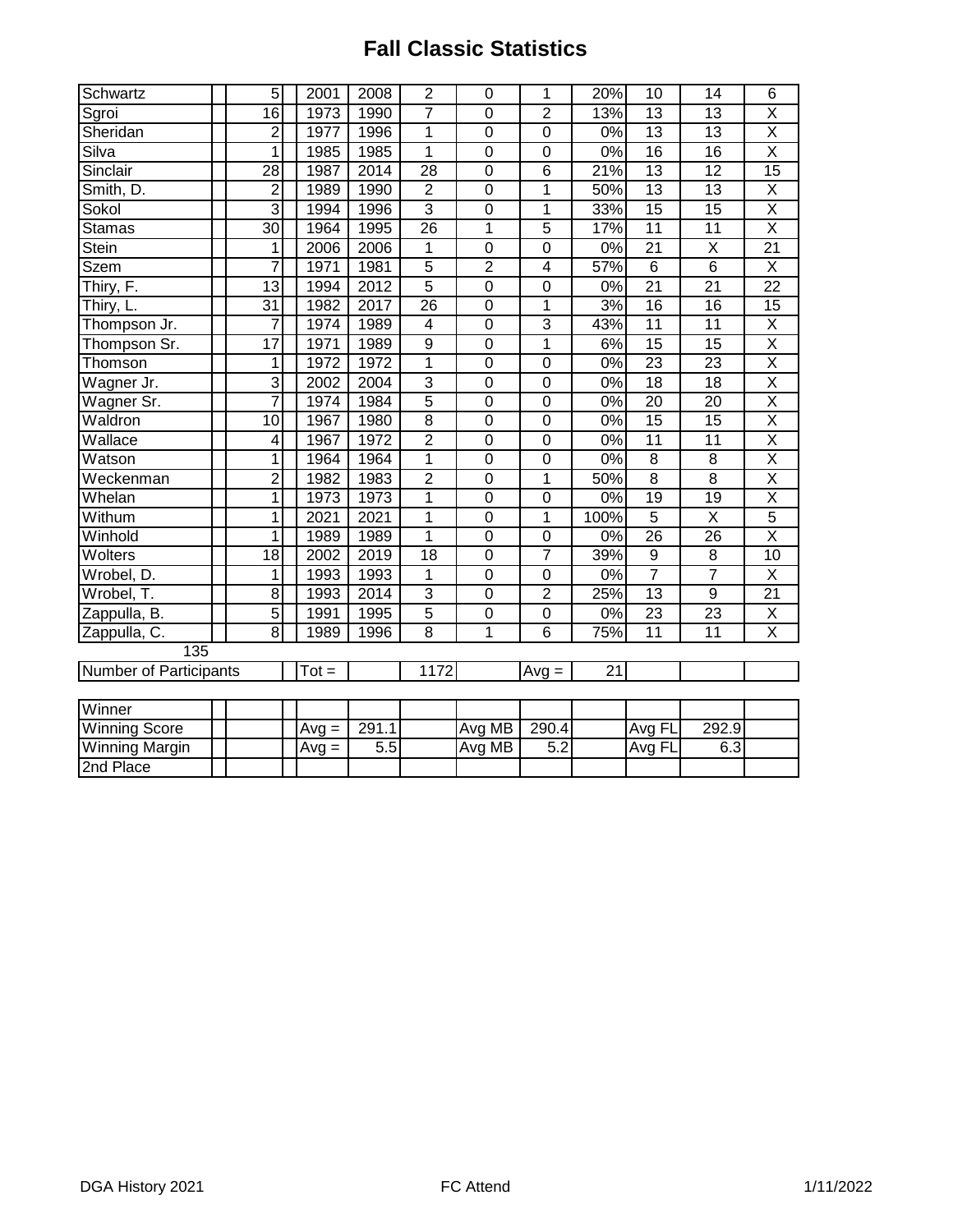# Fall Classic Statistics

| | | | | | | | | | | | | |
|---|---|---|---|---|---|---|---|---|---|---|---|---|
| Schwartz | | 5 | | 2001 | 2008 | 2 | 0 | 1 | 20% | 10 | 14 | 6 |
| Sgroi | | 16 | | 1973 | 1990 | 7 | 0 | 2 | 13% | 13 | 13 | X |
| Sheridan | | 2 | | 1977 | 1996 | 1 | 0 | 0 | 0% | 13 | 13 | X |
| Silva | | 1 | | 1985 | 1985 | 1 | 0 | 0 | 0% | 16 | 16 | X |
| Sinclair | | 28 | | 1987 | 2014 | 28 | 0 | 6 | 21% | 13 | 12 | 15 |
| Smith, D. | | 2 | | 1989 | 1990 | 2 | 0 | 1 | 50% | 13 | 13 | X |
| Sokol | | 3 | | 1994 | 1996 | 3 | 0 | 1 | 33% | 15 | 15 | X |
| Stamas | | 30 | | 1964 | 1995 | 26 | 1 | 5 | 17% | 11 | 11 | X |
| Stein | | 1 | | 2006 | 2006 | 1 | 0 | 0 | 0% | 21 | X | 21 |
| Szem | | 7 | | 1971 | 1981 | 5 | 2 | 4 | 57% | 6 | 6 | X |
| Thiry, F. | | 13 | | 1994 | 2012 | 5 | 0 | 0 | 0% | 21 | 21 | 22 |
| Thiry, L. | | 31 | | 1982 | 2017 | 26 | 0 | 1 | 3% | 16 | 16 | 15 |
| Thompson Jr. | | 7 | | 1974 | 1989 | 4 | 0 | 3 | 43% | 11 | 11 | X |
| Thompson Sr. | | 17 | | 1971 | 1989 | 9 | 0 | 1 | 6% | 15 | 15 | X |
| Thomson | | 1 | | 1972 | 1972 | 1 | 0 | 0 | 0% | 23 | 23 | X |
| Wagner Jr. | | 3 | | 2002 | 2004 | 3 | 0 | 0 | 0% | 18 | 18 | X |
| Wagner Sr. | | 7 | | 1974 | 1984 | 5 | 0 | 0 | 0% | 20 | 20 | X |
| Waldron | | 10 | | 1967 | 1980 | 8 | 0 | 0 | 0% | 15 | 15 | X |
| Wallace | | 4 | | 1967 | 1972 | 2 | 0 | 0 | 0% | 11 | 11 | X |
| Watson | | 1 | | 1964 | 1964 | 1 | 0 | 0 | 0% | 8 | 8 | X |
| Weckenman | | 2 | | 1982 | 1983 | 2 | 0 | 1 | 50% | 8 | 8 | X |
| Whelan | | 1 | | 1973 | 1973 | 1 | 0 | 0 | 0% | 19 | 19 | X |
| Withum | | 1 | | 2021 | 2021 | 1 | 0 | 1 | 100% | 5 | X | 5 |
| Winhold | | 1 | | 1989 | 1989 | 1 | 0 | 0 | 0% | 26 | 26 | X |
| Wolters | | 18 | | 2002 | 2019 | 18 | 0 | 7 | 39% | 9 | 8 | 10 |
| Wrobel, D. | | 1 | | 1993 | 1993 | 1 | 0 | 0 | 0% | 7 | 7 | X |
| Wrobel, T. | | 8 | | 1993 | 2014 | 3 | 0 | 2 | 25% | 13 | 9 | 21 |
| Zappulla, B. | | 5 | | 1991 | 1995 | 5 | 0 | 0 | 0% | 23 | 23 | X |
| Zappulla, C. | | 8 | | 1989 | 1996 | 8 | 1 | 6 | 75% | 11 | 11 | X |
| 135 | | | | | | | | | | | | |
| Number of Participants | | | | Tot = | | 1172 | | Avg = | 21 | | | |

| | | | | | | | | | | | | |
|---|---|---|---|---|---|---|---|---|---|---|---|---|
| Winner | | | | | | | | | | | | |
| Winning Score | | | | Avg = | 291.1 | | Avg MB | 290.4 | | Avg FL | 292.9 | |
| Winning Margin | | | | Avg = | 5.5 | | Avg MB | 5.2 | | Avg FL | 6.3 | |
| 2nd Place | | | | | | | | | | | | |

DGA History 2021 FC Attend 1/11/2022